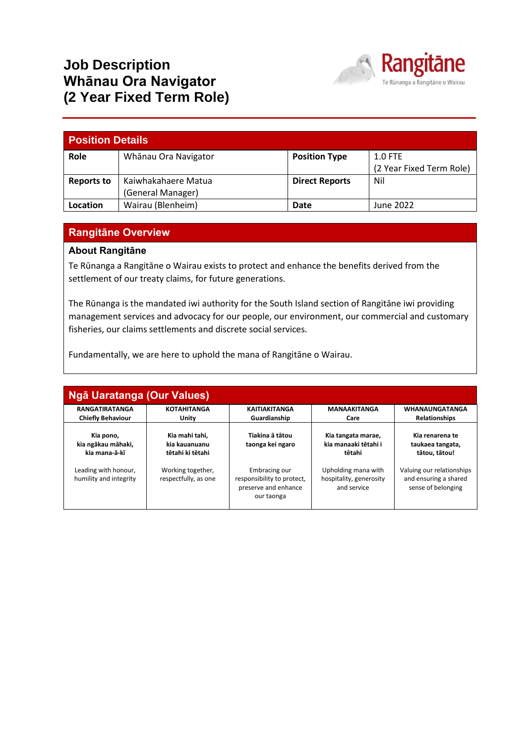# Job Description
# Whānau Ora Navigator
# (2 Year Fixed Term Role)

Rangitāne
Te Rūnanga a Rangitāne o Wairau

## Position Details

| | | | |
|---|---|---|---|
| **Role** | Whānau Ora Navigator | **Position Type** | 1.0 FTE (2 Year Fixed Term Role) |
| **Reports to** | Kaiwhakahaere Matua (General Manager) | **Direct Reports** | Nil |
| **Location** | Wairau (Blenheim) | **Date** | June 2022 |

## Rangitāne Overview

### About Rangitāne

Te Rūnanga a Rangitāne o Wairau exists to protect and enhance the benefits derived from the settlement of our treaty claims, for future generations.

The Rūnanga is the mandated iwi authority for the South Island section of Rangitāne iwi providing management services and advocacy for our people, our environment, our commercial and customary fisheries, our claims settlements and discrete social services.

Fundamentally, we are here to uphold the mana of Rangitāne o Wairau.

## Ngā Uaratanga (Our Values)

| RANGATIRATANGA Chiefly Behaviour | KOTAHITANGA Unity | KAITIAKITANGA Guardianship | MANAAKITANGA Care | WHANAUNGATANGA Relationships |
|---|---|---|---|---|
| **Kia pono, kia ngākau māhaki, kia mana-ā-kī**<br><br>Leading with honour, humility and integrity | **Kia mahi tahi, kia kauanuanu tētahi ki tētahi**<br><br>Working together, respectfully, as one | **Tiakina ā tātou taonga kei ngaro**<br><br>Embracing our responsibility to protect, preserve and enhance our taonga | **Kia tangata marae, kia manaaki tētahi i tētahi**<br><br>Upholding mana with hospitality, generosity and service | **Kia renarena te taukaea tangata, tātou, tātou!**<br><br>Valuing our relationships and ensuring a shared sense of belonging |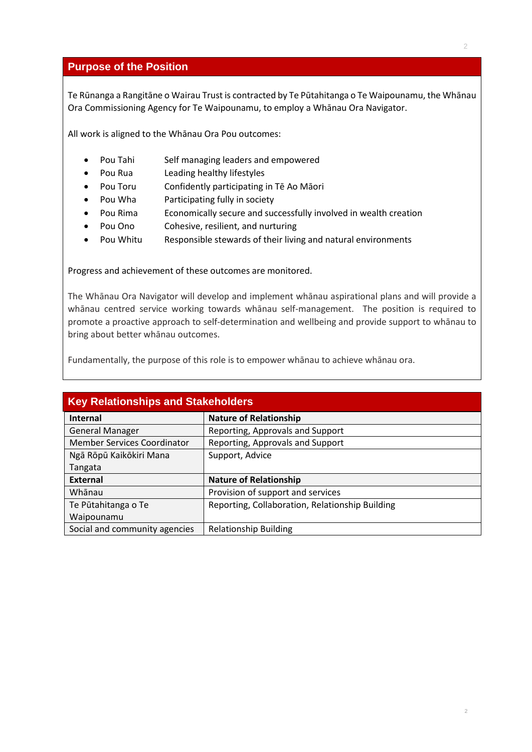## Purpose of the Position

Te Rūnanga a Rangitāne o Wairau Trust is contracted by Te Pūtahitanga o Te Waipounamu, the Whānau Ora Commissioning Agency for Te Waipounamu, to employ a Whānau Ora Navigator.

All work is aligned to the Whānau Ora Pou outcomes:

- Pou Tahi — Self managing leaders and empowered
- Pou Rua — Leading healthy lifestyles
- Pou Toru — Confidently participating in Tē Ao Māori
- Pou Wha — Participating fully in society
- Pou Rima — Economically secure and successfully involved in wealth creation
- Pou Ono — Cohesive, resilient, and nurturing
- Pou Whitu — Responsible stewards of their living and natural environments

Progress and achievement of these outcomes are monitored.

The Whānau Ora Navigator will develop and implement whānau aspirational plans and will provide a whānau centred service working towards whānau self-management. The position is required to promote a proactive approach to self-determination and wellbeing and provide support to whānau to bring about better whānau outcomes.

Fundamentally, the purpose of this role is to empower whānau to achieve whānau ora.

## Key Relationships and Stakeholders

| **Internal** | **Nature of Relationship** |
|---|---|
| General Manager | Reporting, Approvals and Support |
| Member Services Coordinator | Reporting, Approvals and Support |
| Ngā Rōpū Kaikōkiri Mana Tangata | Support, Advice |
| **External** | **Nature of Relationship** |
| Whānau | Provision of support and services |
| Te Pūtahitanga o Te Waipounamu | Reporting, Collaboration, Relationship Building |
| Social and community agencies | Relationship Building |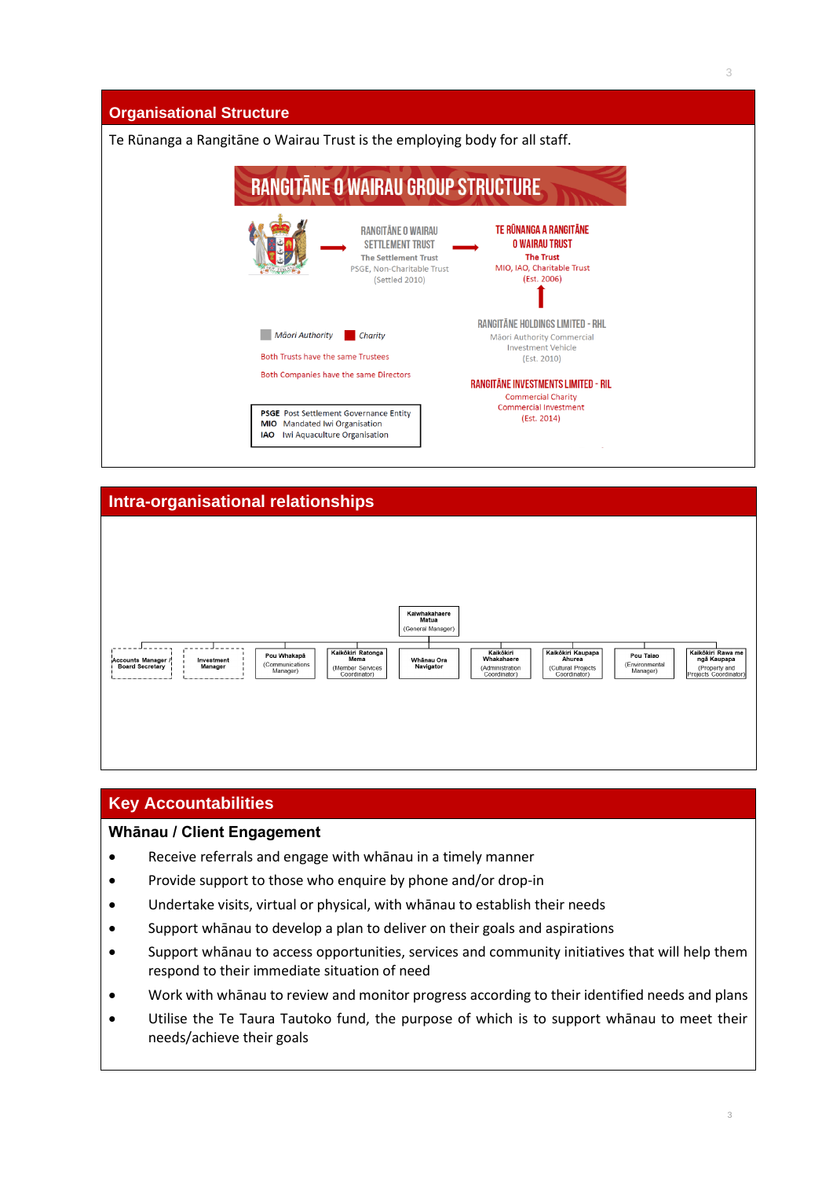## Organisational Structure

Te Rūnanga a Rangitāne o Wairau Trust is the employing body for all staff.

RANGITĀNE O WAIRAU GROUP STRUCTURE

RANGITĀNE O WAIRAU SETTLEMENT TRUST
The Settlement Trust
PSGE, Non-Charitable Trust
(Settled 2010)

TE RŪNANGA A RANGITĀNE O WAIRAU TRUST
The Trust
MIO, IAO, Charitable Trust
(Est. 2006)

RANGITĀNE HOLDINGS LIMITED - RHL
Māori Authority Commercial Investment Vehicle
(Est. 2010)

RANGITĀNE INVESTMENTS LIMITED - RIL
Commercial Charity
Commercial Investment
(Est. 2014)

Māori Authority
Charity

Both Trusts have the same Trustees

Both Companies have the same Directors

PSGE Post Settlement Governance Entity
MIO Mandated Iwi Organisation
IAO Iwi Aquaculture Organisation

## Intra-organisational relationships

Kaiwhakahaere Matua (General Manager)

Accounts Manager / Board Secretary

Investment Manager

Pou Whakapā (Communications Manager)

Kaikōkiri Ratonga Mema (Member Services Coordinator)

Whānau Ora Navigator

Kaikōkiri Whakahaere (Administration Coordinator)

Kaikōkiri Kaupapa Ahurea (Cultural Projects Coordinator)

Pou Taiao (Environmental Manager)

Kaikōkiri Rawa me ngā Kaupapa (Property and Projects Coordinator)

## Key Accountabilities

### Whānau / Client Engagement

- Receive referrals and engage with whānau in a timely manner
- Provide support to those who enquire by phone and/or drop-in
- Undertake visits, virtual or physical, with whānau to establish their needs
- Support whānau to develop a plan to deliver on their goals and aspirations
- Support whānau to access opportunities, services and community initiatives that will help them respond to their immediate situation of need
- Work with whānau to review and monitor progress according to their identified needs and plans
- Utilise the Te Taura Tautoko fund, the purpose of which is to support whānau to meet their needs/achieve their goals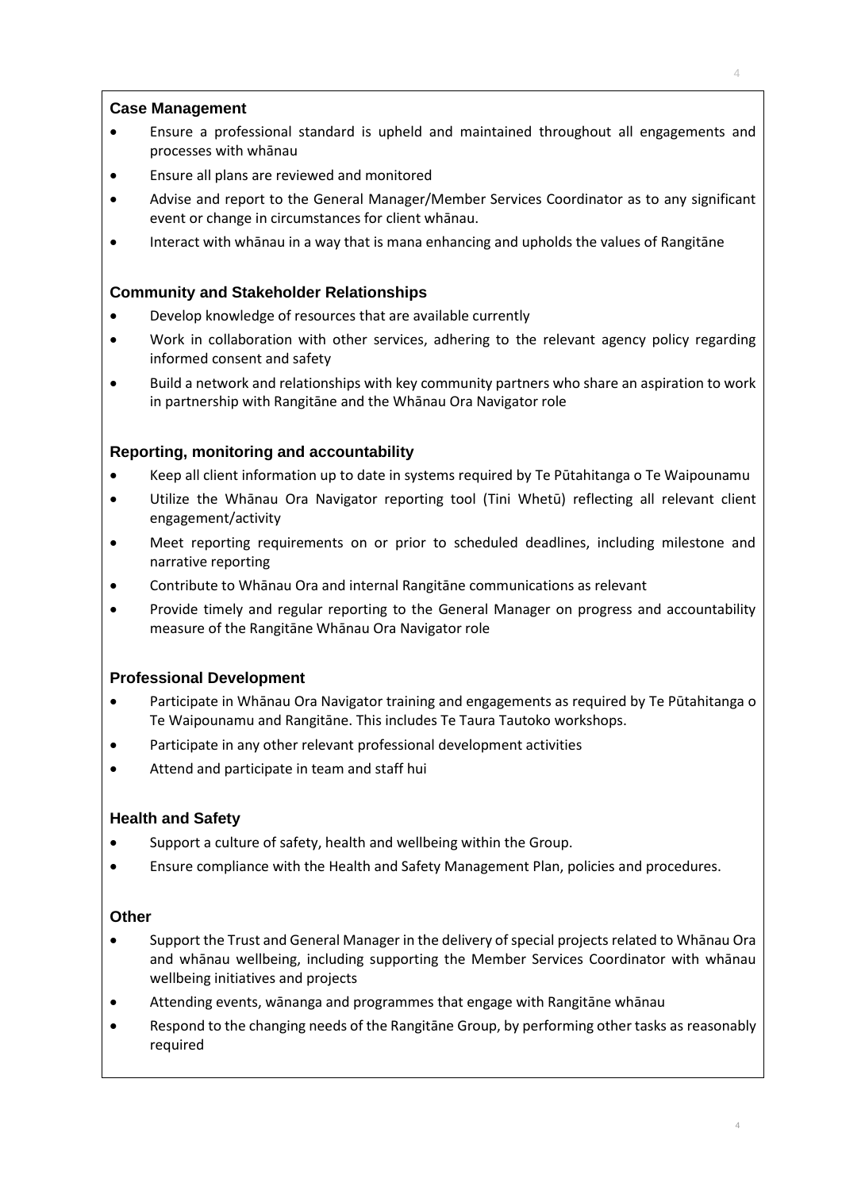### Case Management

- Ensure a professional standard is upheld and maintained throughout all engagements and processes with whānau
- Ensure all plans are reviewed and monitored
- Advise and report to the General Manager/Member Services Coordinator as to any significant event or change in circumstances for client whānau.
- Interact with whānau in a way that is mana enhancing and upholds the values of Rangitāne

### Community and Stakeholder Relationships

- Develop knowledge of resources that are available currently
- Work in collaboration with other services, adhering to the relevant agency policy regarding informed consent and safety
- Build a network and relationships with key community partners who share an aspiration to work in partnership with Rangitāne and the Whānau Ora Navigator role

### Reporting, monitoring and accountability

- Keep all client information up to date in systems required by Te Pūtahitanga o Te Waipounamu
- Utilize the Whānau Ora Navigator reporting tool (Tini Whetū) reflecting all relevant client engagement/activity
- Meet reporting requirements on or prior to scheduled deadlines, including milestone and narrative reporting
- Contribute to Whānau Ora and internal Rangitāne communications as relevant
- Provide timely and regular reporting to the General Manager on progress and accountability measure of the Rangitāne Whānau Ora Navigator role

### Professional Development

- Participate in Whānau Ora Navigator training and engagements as required by Te Pūtahitanga o Te Waipounamu and Rangitāne. This includes Te Taura Tautoko workshops.
- Participate in any other relevant professional development activities
- Attend and participate in team and staff hui

### Health and Safety

- Support a culture of safety, health and wellbeing within the Group.
- Ensure compliance with the Health and Safety Management Plan, policies and procedures.

### Other

- Support the Trust and General Manager in the delivery of special projects related to Whānau Ora and whānau wellbeing, including supporting the Member Services Coordinator with whānau wellbeing initiatives and projects
- Attending events, wānanga and programmes that engage with Rangitāne whānau
- Respond to the changing needs of the Rangitāne Group, by performing other tasks as reasonably required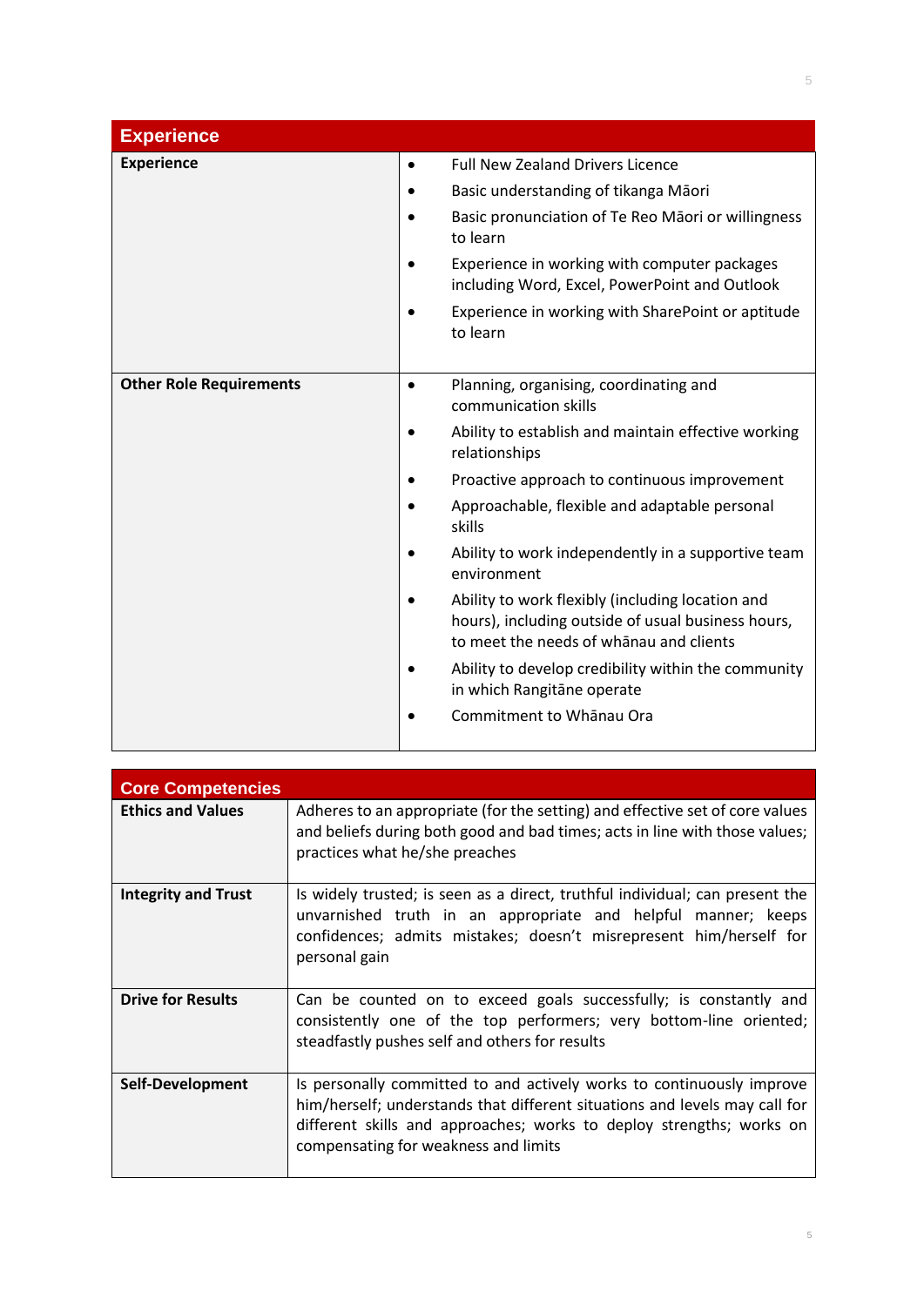| Experience | |
|---|---|
| **Experience** | • Full New Zealand Drivers Licence<br>• Basic understanding of tikanga Māori<br>• Basic pronunciation of Te Reo Māori or willingness to learn<br>• Experience in working with computer packages including Word, Excel, PowerPoint and Outlook<br>• Experience in working with SharePoint or aptitude to learn |
| **Other Role Requirements** | • Planning, organising, coordinating and communication skills<br>• Ability to establish and maintain effective working relationships<br>• Proactive approach to continuous improvement<br>• Approachable, flexible and adaptable personal skills<br>• Ability to work independently in a supportive team environment<br>• Ability to work flexibly (including location and hours), including outside of usual business hours, to meet the needs of whānau and clients<br>• Ability to develop credibility within the community in which Rangitāne operate<br>• Commitment to Whānau Ora |

| Core Competencies | |
|---|---|
| **Ethics and Values** | Adheres to an appropriate (for the setting) and effective set of core values and beliefs during both good and bad times; acts in line with those values; practices what he/she preaches |
| **Integrity and Trust** | Is widely trusted; is seen as a direct, truthful individual; can present the unvarnished truth in an appropriate and helpful manner; keeps confidences; admits mistakes; doesn't misrepresent him/herself for personal gain |
| **Drive for Results** | Can be counted on to exceed goals successfully; is constantly and consistently one of the top performers; very bottom-line oriented; steadfastly pushes self and others for results |
| **Self-Development** | Is personally committed to and actively works to continuously improve him/herself; understands that different situations and levels may call for different skills and approaches; works to deploy strengths; works on compensating for weakness and limits |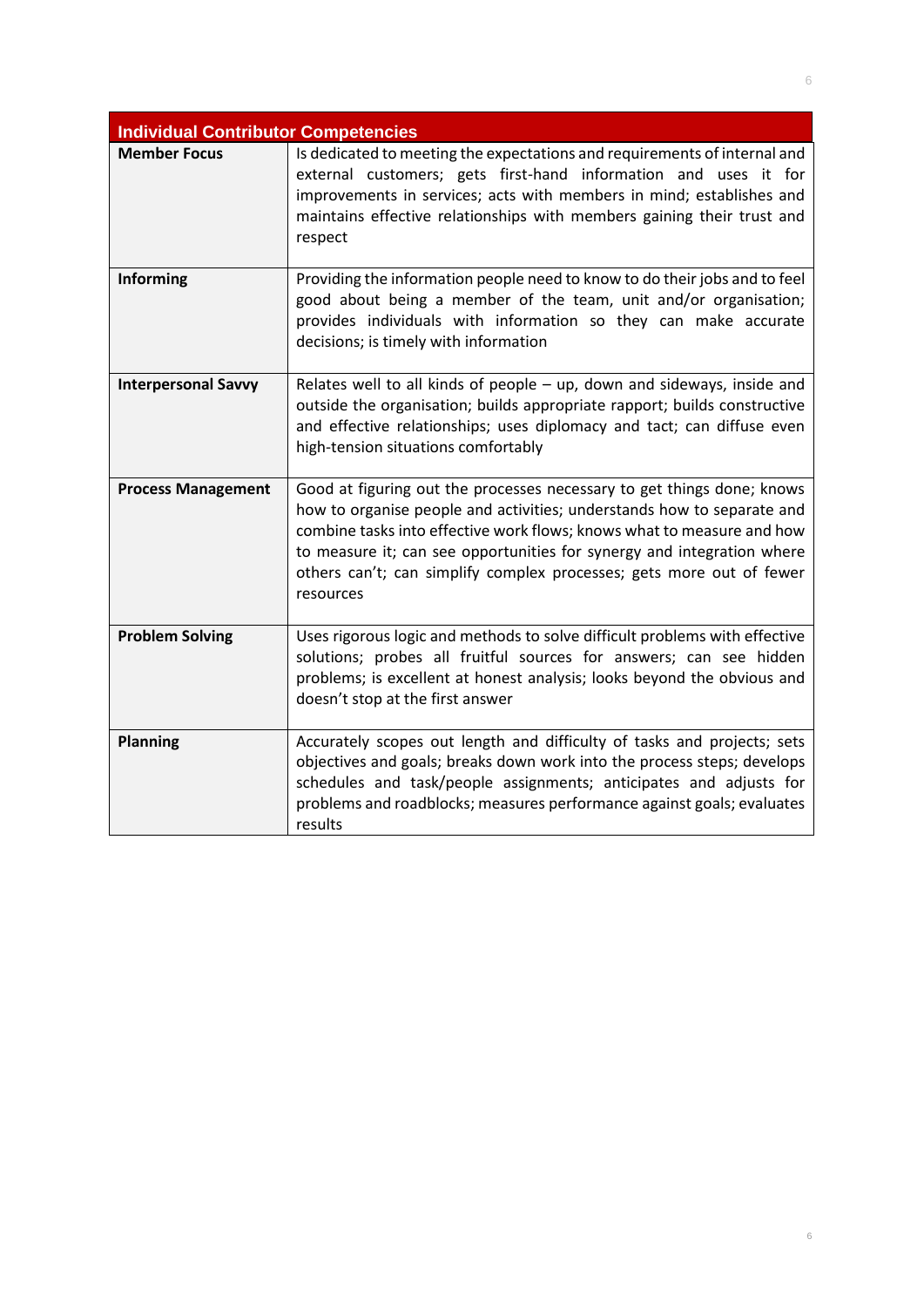| Individual Contributor Competencies | |
| --- | --- |
| **Member Focus** | Is dedicated to meeting the expectations and requirements of internal and external customers; gets first-hand information and uses it for improvements in services; acts with members in mind; establishes and maintains effective relationships with members gaining their trust and respect |
| **Informing** | Providing the information people need to know to do their jobs and to feel good about being a member of the team, unit and/or organisation; provides individuals with information so they can make accurate decisions; is timely with information |
| **Interpersonal Savvy** | Relates well to all kinds of people – up, down and sideways, inside and outside the organisation; builds appropriate rapport; builds constructive and effective relationships; uses diplomacy and tact; can diffuse even high-tension situations comfortably |
| **Process Management** | Good at figuring out the processes necessary to get things done; knows how to organise people and activities; understands how to separate and combine tasks into effective work flows; knows what to measure and how to measure it; can see opportunities for synergy and integration where others can't; can simplify complex processes; gets more out of fewer resources |
| **Problem Solving** | Uses rigorous logic and methods to solve difficult problems with effective solutions; probes all fruitful sources for answers; can see hidden problems; is excellent at honest analysis; looks beyond the obvious and doesn't stop at the first answer |
| **Planning** | Accurately scopes out length and difficulty of tasks and projects; sets objectives and goals; breaks down work into the process steps; develops schedules and task/people assignments; anticipates and adjusts for problems and roadblocks; measures performance against goals; evaluates results |